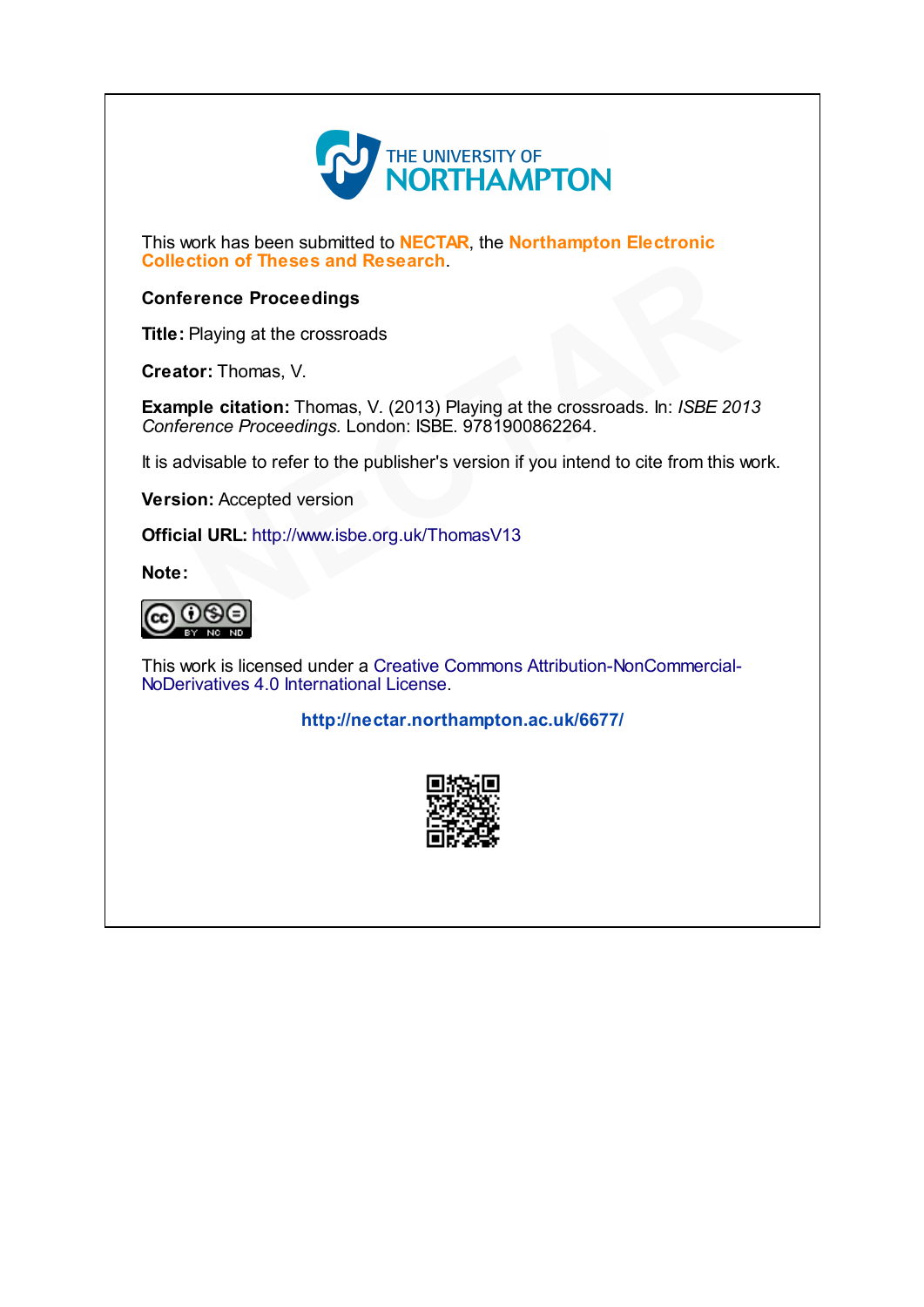THE UNIVERSITY OF NORTHAMPTON

This work has been submitted to **NECTAR**, the **Northampton Electronic Collection of Theses and Research**.

**Conference Proceedings**

**Title:** Playing at the crossroads

**Creator:** Thomas, V.

**Example citation:** Thomas, V. (2013) Playing at the crossroads. In: *ISBE 2013 Conference Proceedings.* London: ISBE. 9781900862264.

It is advisable to refer to the publisher's version if you intend to cite from this work.

**Version:** Accepted version

**Official URL:** http://www.isbe.org.uk/ThomasV13

**Note:**

This work is licensed under a Creative Commons Attribution-NonCommercial-NoDerivatives 4.0 International License.

**http://nectar.northampton.ac.uk/6677/**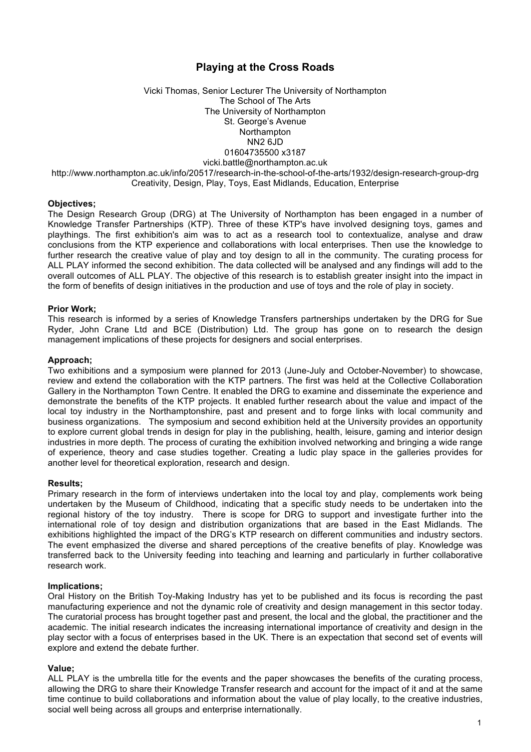# Playing at the Cross Roads

Vicki Thomas, Senior Lecturer The University of Northampton
The School of The Arts
The University of Northampton
St. George's Avenue
Northampton
NN2 6JD
01604735500 x3187
vicki.battle@northampton.ac.uk
http://www.northampton.ac.uk/info/20517/research-in-the-school-of-the-arts/1932/design-research-group-drg
Creativity, Design, Play, Toys, East Midlands, Education, Enterprise

**Objectives;**
The Design Research Group (DRG) at The University of Northampton has been engaged in a number of Knowledge Transfer Partnerships (KTP). Three of these KTP's have involved designing toys, games and playthings. The first exhibition's aim was to act as a research tool to contextualize, analyse and draw conclusions from the KTP experience and collaborations with local enterprises. Then use the knowledge to further research the creative value of play and toy design to all in the community. The curating process for ALL PLAY informed the second exhibition. The data collected will be analysed and any findings will add to the overall outcomes of ALL PLAY. The objective of this research is to establish greater insight into the impact in the form of benefits of design initiatives in the production and use of toys and the role of play in society.

**Prior Work;**
This research is informed by a series of Knowledge Transfers partnerships undertaken by the DRG for Sue Ryder, John Crane Ltd and BCE (Distribution) Ltd. The group has gone on to research the design management implications of these projects for designers and social enterprises.

**Approach;**
Two exhibitions and a symposium were planned for 2013 (June-July and October-November) to showcase, review and extend the collaboration with the KTP partners. The first was held at the Collective Collaboration Gallery in the Northampton Town Centre. It enabled the DRG to examine and disseminate the experience and demonstrate the benefits of the KTP projects. It enabled further research about the value and impact of the local toy industry in the Northamptonshire, past and present and to forge links with local community and business organizations. The symposium and second exhibition held at the University provides an opportunity to explore current global trends in design for play in the publishing, health, leisure, gaming and interior design industries in more depth. The process of curating the exhibition involved networking and bringing a wide range of experience, theory and case studies together. Creating a ludic play space in the galleries provides for another level for theoretical exploration, research and design.

**Results;**
Primary research in the form of interviews undertaken into the local toy and play, complements work being undertaken by the Museum of Childhood, indicating that a specific study needs to be undertaken into the regional history of the toy industry. There is scope for DRG to support and investigate further into the international role of toy design and distribution organizations that are based in the East Midlands. The exhibitions highlighted the impact of the DRG's KTP research on different communities and industry sectors. The event emphasized the diverse and shared perceptions of the creative benefits of play. Knowledge was transferred back to the University feeding into teaching and learning and particularly in further collaborative research work.

**Implications;**
Oral History on the British Toy-Making Industry has yet to be published and its focus is recording the past manufacturing experience and not the dynamic role of creativity and design management in this sector today. The curatorial process has brought together past and present, the local and the global, the practitioner and the academic. The initial research indicates the increasing international importance of creativity and design in the play sector with a focus of enterprises based in the UK. There is an expectation that second set of events will explore and extend the debate further.

**Value;**
ALL PLAY is the umbrella title for the events and the paper showcases the benefits of the curating process, allowing the DRG to share their Knowledge Transfer research and account for the impact of it and at the same time continue to build collaborations and information about the value of play locally, to the creative industries, social well being across all groups and enterprise internationally.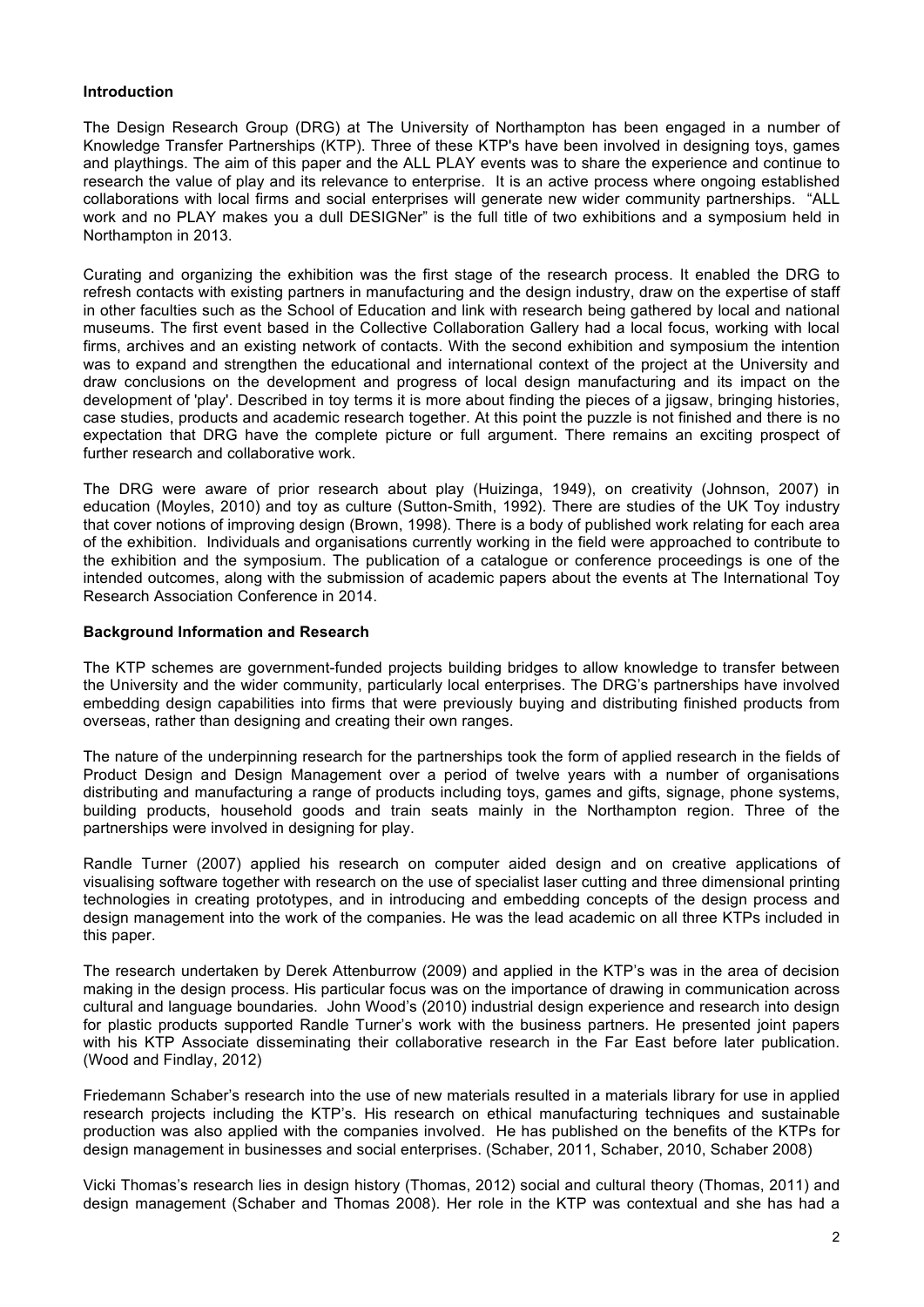## Introduction

The Design Research Group (DRG) at The University of Northampton has been engaged in a number of Knowledge Transfer Partnerships (KTP). Three of these KTP's have been involved in designing toys, games and playthings. The aim of this paper and the ALL PLAY events was to share the experience and continue to research the value of play and its relevance to enterprise. It is an active process where ongoing established collaborations with local firms and social enterprises will generate new wider community partnerships. "ALL work and no PLAY makes you a dull DESIGNer" is the full title of two exhibitions and a symposium held in Northampton in 2013.

Curating and organizing the exhibition was the first stage of the research process. It enabled the DRG to refresh contacts with existing partners in manufacturing and the design industry, draw on the expertise of staff in other faculties such as the School of Education and link with research being gathered by local and national museums. The first event based in the Collective Collaboration Gallery had a local focus, working with local firms, archives and an existing network of contacts. With the second exhibition and symposium the intention was to expand and strengthen the educational and international context of the project at the University and draw conclusions on the development and progress of local design manufacturing and its impact on the development of 'play'. Described in toy terms it is more about finding the pieces of a jigsaw, bringing histories, case studies, products and academic research together. At this point the puzzle is not finished and there is no expectation that DRG have the complete picture or full argument. There remains an exciting prospect of further research and collaborative work.

The DRG were aware of prior research about play (Huizinga, 1949), on creativity (Johnson, 2007) in education (Moyles, 2010) and toy as culture (Sutton-Smith, 1992). There are studies of the UK Toy industry that cover notions of improving design (Brown, 1998). There is a body of published work relating for each area of the exhibition. Individuals and organisations currently working in the field were approached to contribute to the exhibition and the symposium. The publication of a catalogue or conference proceedings is one of the intended outcomes, along with the submission of academic papers about the events at The International Toy Research Association Conference in 2014.

## Background Information and Research

The KTP schemes are government-funded projects building bridges to allow knowledge to transfer between the University and the wider community, particularly local enterprises. The DRG's partnerships have involved embedding design capabilities into firms that were previously buying and distributing finished products from overseas, rather than designing and creating their own ranges.

The nature of the underpinning research for the partnerships took the form of applied research in the fields of Product Design and Design Management over a period of twelve years with a number of organisations distributing and manufacturing a range of products including toys, games and gifts, signage, phone systems, building products, household goods and train seats mainly in the Northampton region. Three of the partnerships were involved in designing for play.

Randle Turner (2007) applied his research on computer aided design and on creative applications of visualising software together with research on the use of specialist laser cutting and three dimensional printing technologies in creating prototypes, and in introducing and embedding concepts of the design process and design management into the work of the companies. He was the lead academic on all three KTPs included in this paper.

The research undertaken by Derek Attenburrow (2009) and applied in the KTP's was in the area of decision making in the design process. His particular focus was on the importance of drawing in communication across cultural and language boundaries. John Wood's (2010) industrial design experience and research into design for plastic products supported Randle Turner's work with the business partners. He presented joint papers with his KTP Associate disseminating their collaborative research in the Far East before later publication. (Wood and Findlay, 2012)

Friedemann Schaber's research into the use of new materials resulted in a materials library for use in applied research projects including the KTP's. His research on ethical manufacturing techniques and sustainable production was also applied with the companies involved. He has published on the benefits of the KTPs for design management in businesses and social enterprises. (Schaber, 2011, Schaber, 2010, Schaber 2008)

Vicki Thomas's research lies in design history (Thomas, 2012) social and cultural theory (Thomas, 2011) and design management (Schaber and Thomas 2008). Her role in the KTP was contextual and she has had a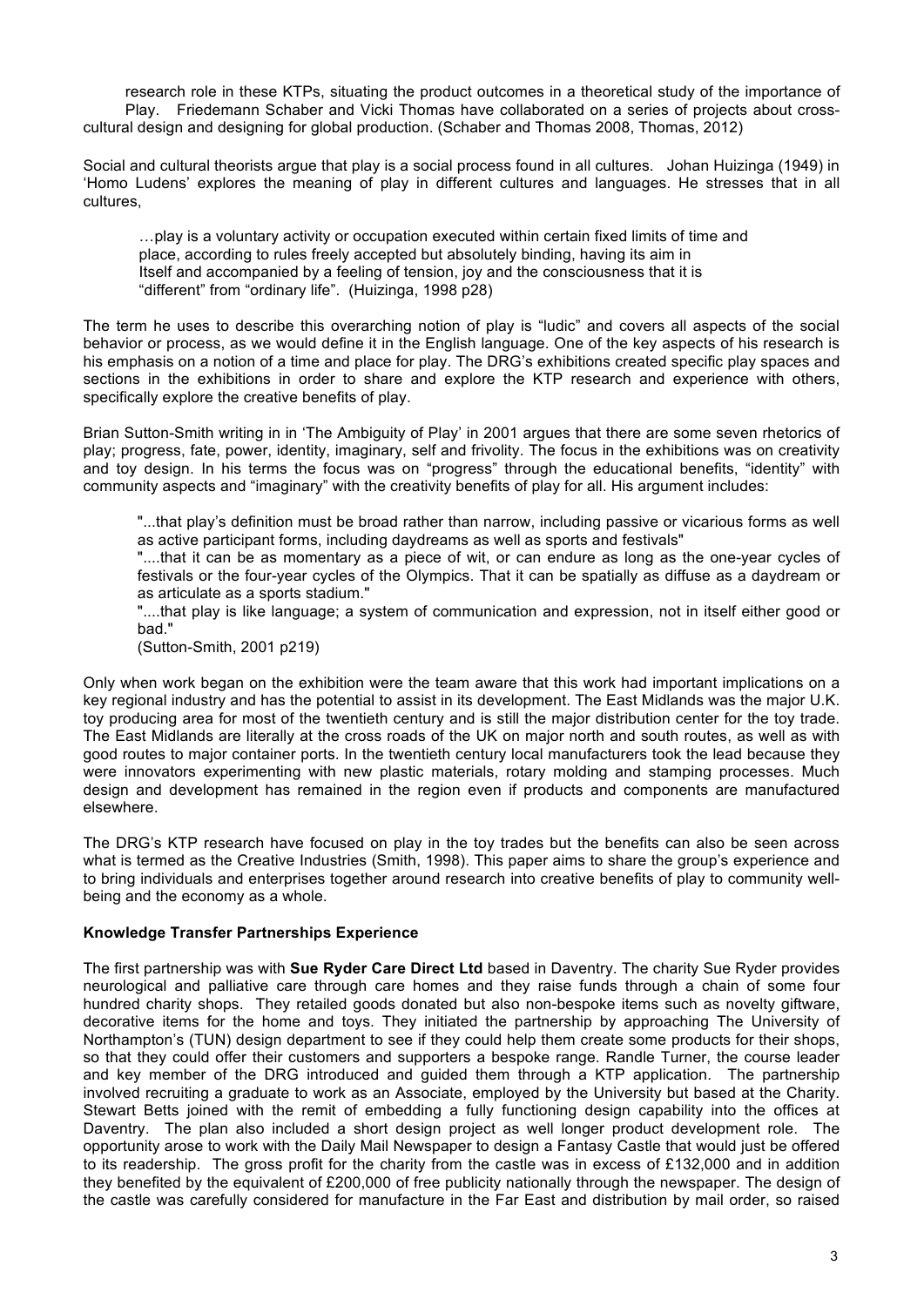research role in these KTPs, situating the product outcomes in a theoretical study of the importance of Play. Friedemann Schaber and Vicki Thomas have collaborated on a series of projects about cross-cultural design and designing for global production. (Schaber and Thomas 2008, Thomas, 2012)

Social and cultural theorists argue that play is a social process found in all cultures. Johan Huizinga (1949) in 'Homo Ludens' explores the meaning of play in different cultures and languages. He stresses that in all cultures,

> …play is a voluntary activity or occupation executed within certain fixed limits of time and place, according to rules freely accepted but absolutely binding, having its aim in Itself and accompanied by a feeling of tension, joy and the consciousness that it is "different" from "ordinary life". (Huizinga, 1998 p28)

The term he uses to describe this overarching notion of play is "ludic" and covers all aspects of the social behavior or process, as we would define it in the English language. One of the key aspects of his research is his emphasis on a notion of a time and place for play. The DRG's exhibitions created specific play spaces and sections in the exhibitions in order to share and explore the KTP research and experience with others, specifically explore the creative benefits of play.

Brian Sutton-Smith writing in in 'The Ambiguity of Play' in 2001 argues that there are some seven rhetorics of play; progress, fate, power, identity, imaginary, self and frivolity. The focus in the exhibitions was on creativity and toy design. In his terms the focus was on "progress" through the educational benefits, "identity" with community aspects and "imaginary" with the creativity benefits of play for all. His argument includes:

> "...that play's definition must be broad rather than narrow, including passive or vicarious forms as well as active participant forms, including daydreams as well as sports and festivals"
>
> "....that it can be as momentary as a piece of wit, or can endure as long as the one-year cycles of festivals or the four-year cycles of the Olympics. That it can be spatially as diffuse as a daydream or as articulate as a sports stadium."
>
> "....that play is like language; a system of communication and expression, not in itself either good or bad."
>
> (Sutton-Smith, 2001 p219)

Only when work began on the exhibition were the team aware that this work had important implications on a key regional industry and has the potential to assist in its development. The East Midlands was the major U.K. toy producing area for most of the twentieth century and is still the major distribution center for the toy trade. The East Midlands are literally at the cross roads of the UK on major north and south routes, as well as with good routes to major container ports. In the twentieth century local manufacturers took the lead because they were innovators experimenting with new plastic materials, rotary molding and stamping processes. Much design and development has remained in the region even if products and components are manufactured elsewhere.

The DRG's KTP research have focused on play in the toy trades but the benefits can also be seen across what is termed as the Creative Industries (Smith, 1998). This paper aims to share the group's experience and to bring individuals and enterprises together around research into creative benefits of play to community well-being and the economy as a whole.

**Knowledge Transfer Partnerships Experience**

The first partnership was with **Sue Ryder Care Direct Ltd** based in Daventry. The charity Sue Ryder provides neurological and palliative care through care homes and they raise funds through a chain of some four hundred charity shops. They retailed goods donated but also non-bespoke items such as novelty giftware, decorative items for the home and toys. They initiated the partnership by approaching The University of Northampton's (TUN) design department to see if they could help them create some products for their shops, so that they could offer their customers and supporters a bespoke range. Randle Turner, the course leader and key member of the DRG introduced and guided them through a KTP application. The partnership involved recruiting a graduate to work as an Associate, employed by the University but based at the Charity. Stewart Betts joined with the remit of embedding a fully functioning design capability into the offices at Daventry. The plan also included a short design project as well longer product development role. The opportunity arose to work with the Daily Mail Newspaper to design a Fantasy Castle that would just be offered to its readership. The gross profit for the charity from the castle was in excess of £132,000 and in addition they benefited by the equivalent of £200,000 of free publicity nationally through the newspaper. The design of the castle was carefully considered for manufacture in the Far East and distribution by mail order, so raised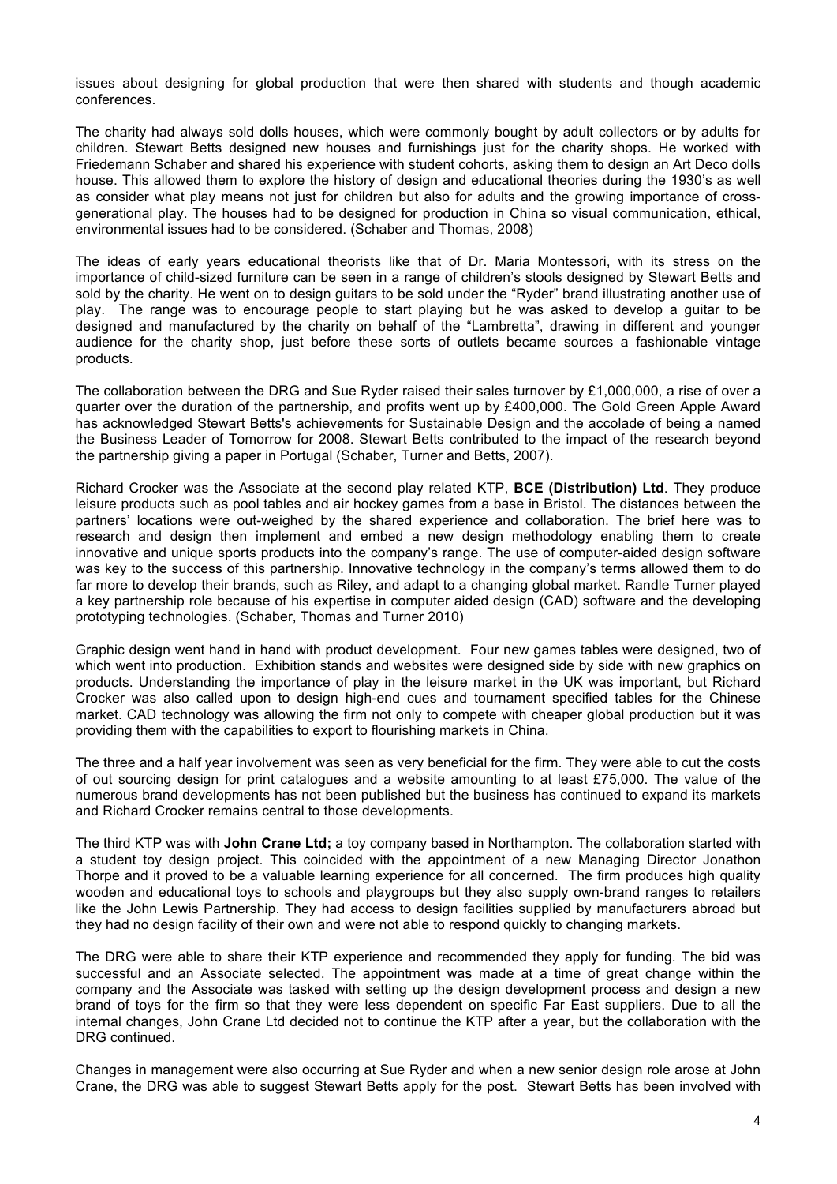issues about designing for global production that were then shared with students and though academic conferences.

The charity had always sold dolls houses, which were commonly bought by adult collectors or by adults for children. Stewart Betts designed new houses and furnishings just for the charity shops. He worked with Friedemann Schaber and shared his experience with student cohorts, asking them to design an Art Deco dolls house. This allowed them to explore the history of design and educational theories during the 1930's as well as consider what play means not just for children but also for adults and the growing importance of cross-generational play. The houses had to be designed for production in China so visual communication, ethical, environmental issues had to be considered. (Schaber and Thomas, 2008)

The ideas of early years educational theorists like that of Dr. Maria Montessori, with its stress on the importance of child-sized furniture can be seen in a range of children's stools designed by Stewart Betts and sold by the charity. He went on to design guitars to be sold under the "Ryder" brand illustrating another use of play. The range was to encourage people to start playing but he was asked to develop a guitar to be designed and manufactured by the charity on behalf of the "Lambretta", drawing in different and younger audience for the charity shop, just before these sorts of outlets became sources a fashionable vintage products.

The collaboration between the DRG and Sue Ryder raised their sales turnover by £1,000,000, a rise of over a quarter over the duration of the partnership, and profits went up by £400,000. The Gold Green Apple Award has acknowledged Stewart Betts's achievements for Sustainable Design and the accolade of being a named the Business Leader of Tomorrow for 2008. Stewart Betts contributed to the impact of the research beyond the partnership giving a paper in Portugal (Schaber, Turner and Betts, 2007).

Richard Crocker was the Associate at the second play related KTP, **BCE (Distribution) Ltd**. They produce leisure products such as pool tables and air hockey games from a base in Bristol. The distances between the partners' locations were out-weighed by the shared experience and collaboration. The brief here was to research and design then implement and embed a new design methodology enabling them to create innovative and unique sports products into the company's range. The use of computer-aided design software was key to the success of this partnership. Innovative technology in the company's terms allowed them to do far more to develop their brands, such as Riley, and adapt to a changing global market. Randle Turner played a key partnership role because of his expertise in computer aided design (CAD) software and the developing prototyping technologies. (Schaber, Thomas and Turner 2010)

Graphic design went hand in hand with product development. Four new games tables were designed, two of which went into production. Exhibition stands and websites were designed side by side with new graphics on products. Understanding the importance of play in the leisure market in the UK was important, but Richard Crocker was also called upon to design high-end cues and tournament specified tables for the Chinese market. CAD technology was allowing the firm not only to compete with cheaper global production but it was providing them with the capabilities to export to flourishing markets in China.

The three and a half year involvement was seen as very beneficial for the firm. They were able to cut the costs of out sourcing design for print catalogues and a website amounting to at least £75,000. The value of the numerous brand developments has not been published but the business has continued to expand its markets and Richard Crocker remains central to those developments.

The third KTP was with **John Crane Ltd;** a toy company based in Northampton. The collaboration started with a student toy design project. This coincided with the appointment of a new Managing Director Jonathon Thorpe and it proved to be a valuable learning experience for all concerned. The firm produces high quality wooden and educational toys to schools and playgroups but they also supply own-brand ranges to retailers like the John Lewis Partnership. They had access to design facilities supplied by manufacturers abroad but they had no design facility of their own and were not able to respond quickly to changing markets.

The DRG were able to share their KTP experience and recommended they apply for funding. The bid was successful and an Associate selected. The appointment was made at a time of great change within the company and the Associate was tasked with setting up the design development process and design a new brand of toys for the firm so that they were less dependent on specific Far East suppliers. Due to all the internal changes, John Crane Ltd decided not to continue the KTP after a year, but the collaboration with the DRG continued.

Changes in management were also occurring at Sue Ryder and when a new senior design role arose at John Crane, the DRG was able to suggest Stewart Betts apply for the post. Stewart Betts has been involved with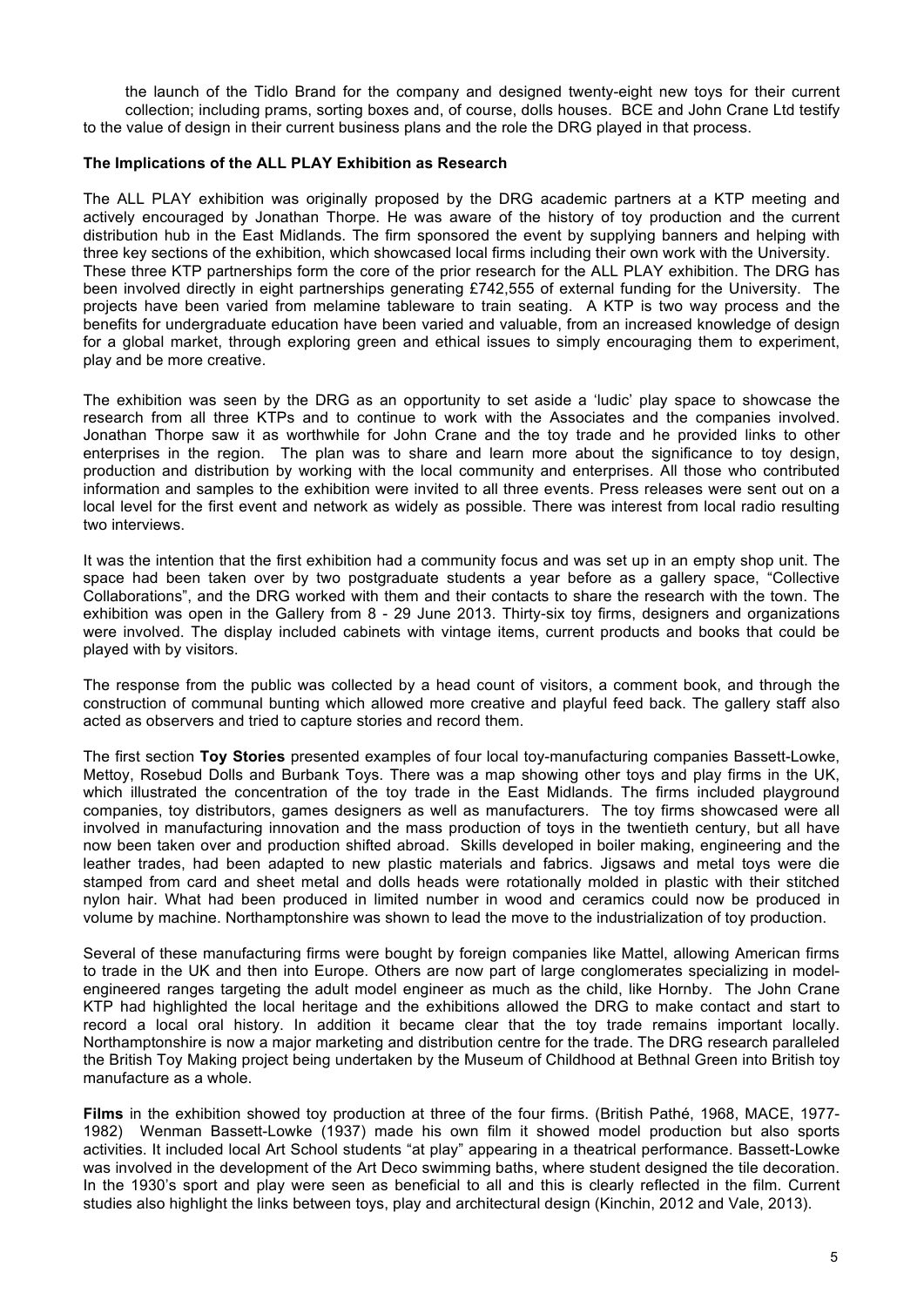the launch of the Tidlo Brand for the company and designed twenty-eight new toys for their current collection; including prams, sorting boxes and, of course, dolls houses. BCE and John Crane Ltd testify to the value of design in their current business plans and the role the DRG played in that process.

**The Implications of the ALL PLAY Exhibition as Research**

The ALL PLAY exhibition was originally proposed by the DRG academic partners at a KTP meeting and actively encouraged by Jonathan Thorpe. He was aware of the history of toy production and the current distribution hub in the East Midlands. The firm sponsored the event by supplying banners and helping with three key sections of the exhibition, which showcased local firms including their own work with the University. These three KTP partnerships form the core of the prior research for the ALL PLAY exhibition. The DRG has been involved directly in eight partnerships generating £742,555 of external funding for the University. The projects have been varied from melamine tableware to train seating. A KTP is two way process and the benefits for undergraduate education have been varied and valuable, from an increased knowledge of design for a global market, through exploring green and ethical issues to simply encouraging them to experiment, play and be more creative.

The exhibition was seen by the DRG as an opportunity to set aside a 'ludic' play space to showcase the research from all three KTPs and to continue to work with the Associates and the companies involved. Jonathan Thorpe saw it as worthwhile for John Crane and the toy trade and he provided links to other enterprises in the region. The plan was to share and learn more about the significance to toy design, production and distribution by working with the local community and enterprises. All those who contributed information and samples to the exhibition were invited to all three events. Press releases were sent out on a local level for the first event and network as widely as possible. There was interest from local radio resulting two interviews.

It was the intention that the first exhibition had a community focus and was set up in an empty shop unit. The space had been taken over by two postgraduate students a year before as a gallery space, "Collective Collaborations", and the DRG worked with them and their contacts to share the research with the town. The exhibition was open in the Gallery from 8 - 29 June 2013. Thirty-six toy firms, designers and organizations were involved. The display included cabinets with vintage items, current products and books that could be played with by visitors.

The response from the public was collected by a head count of visitors, a comment book, and through the construction of communal bunting which allowed more creative and playful feed back. The gallery staff also acted as observers and tried to capture stories and record them.

The first section **Toy Stories** presented examples of four local toy-manufacturing companies Bassett-Lowke, Mettoy, Rosebud Dolls and Burbank Toys. There was a map showing other toys and play firms in the UK, which illustrated the concentration of the toy trade in the East Midlands. The firms included playground companies, toy distributors, games designers as well as manufacturers. The toy firms showcased were all involved in manufacturing innovation and the mass production of toys in the twentieth century, but all have now been taken over and production shifted abroad. Skills developed in boiler making, engineering and the leather trades, had been adapted to new plastic materials and fabrics. Jigsaws and metal toys were die stamped from card and sheet metal and dolls heads were rotationally molded in plastic with their stitched nylon hair. What had been produced in limited number in wood and ceramics could now be produced in volume by machine. Northamptonshire was shown to lead the move to the industrialization of toy production.

Several of these manufacturing firms were bought by foreign companies like Mattel, allowing American firms to trade in the UK and then into Europe. Others are now part of large conglomerates specializing in model-engineered ranges targeting the adult model engineer as much as the child, like Hornby. The John Crane KTP had highlighted the local heritage and the exhibitions allowed the DRG to make contact and start to record a local oral history. In addition it became clear that the toy trade remains important locally. Northamptonshire is now a major marketing and distribution centre for the trade. The DRG research paralleled the British Toy Making project being undertaken by the Museum of Childhood at Bethnal Green into British toy manufacture as a whole.

**Films** in the exhibition showed toy production at three of the four firms. (British Pathé, 1968, MACE, 1977-1982) Wenman Bassett-Lowke (1937) made his own film it showed model production but also sports activities. It included local Art School students "at play" appearing in a theatrical performance. Bassett-Lowke was involved in the development of the Art Deco swimming baths, where student designed the tile decoration. In the 1930's sport and play were seen as beneficial to all and this is clearly reflected in the film. Current studies also highlight the links between toys, play and architectural design (Kinchin, 2012 and Vale, 2013).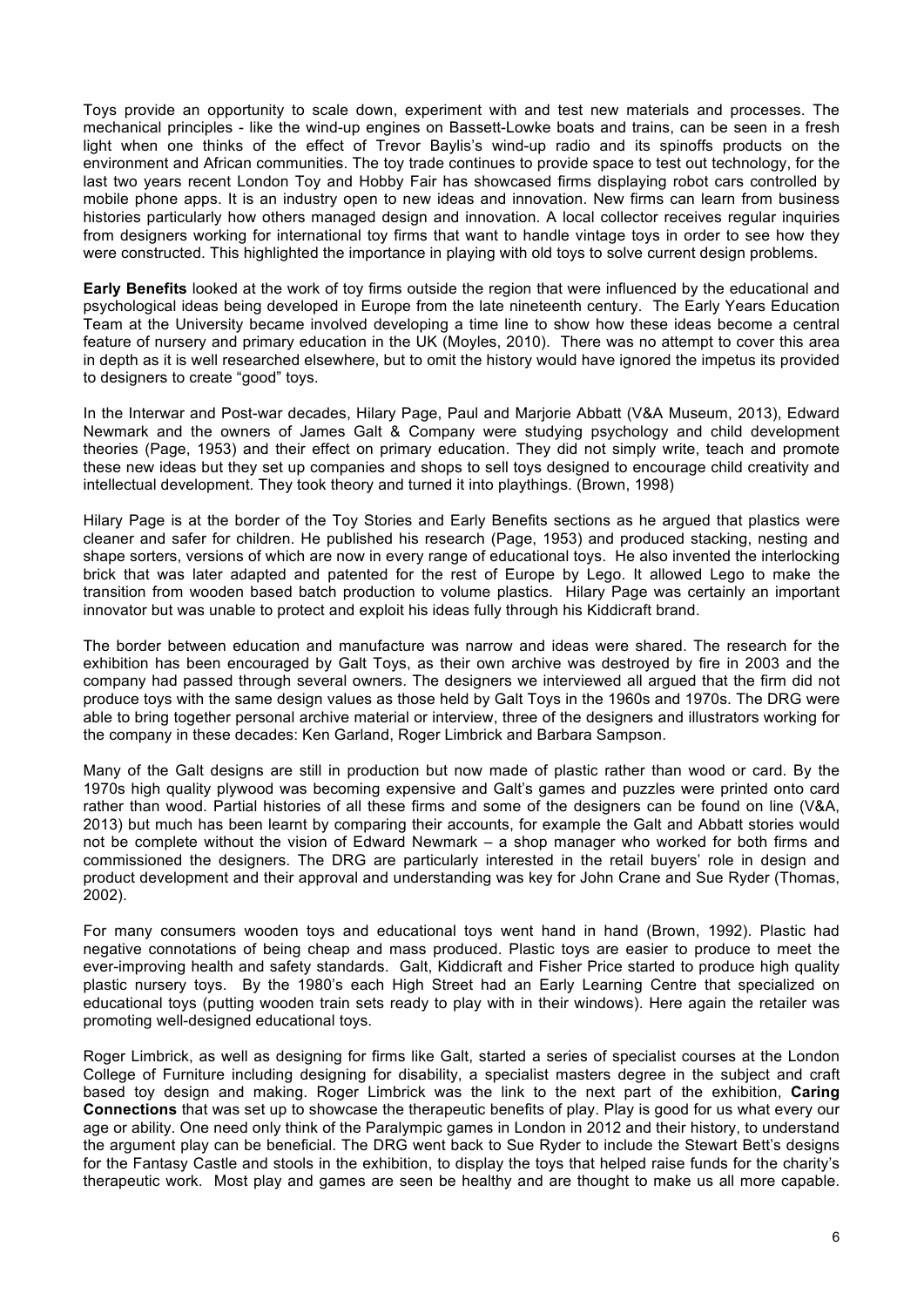Toys provide an opportunity to scale down, experiment with and test new materials and processes. The mechanical principles - like the wind-up engines on Bassett-Lowke boats and trains, can be seen in a fresh light when one thinks of the effect of Trevor Baylis's wind-up radio and its spinoffs products on the environment and African communities. The toy trade continues to provide space to test out technology, for the last two years recent London Toy and Hobby Fair has showcased firms displaying robot cars controlled by mobile phone apps. It is an industry open to new ideas and innovation. New firms can learn from business histories particularly how others managed design and innovation. A local collector receives regular inquiries from designers working for international toy firms that want to handle vintage toys in order to see how they were constructed. This highlighted the importance in playing with old toys to solve current design problems.

**Early Benefits** looked at the work of toy firms outside the region that were influenced by the educational and psychological ideas being developed in Europe from the late nineteenth century. The Early Years Education Team at the University became involved developing a time line to show how these ideas become a central feature of nursery and primary education in the UK (Moyles, 2010). There was no attempt to cover this area in depth as it is well researched elsewhere, but to omit the history would have ignored the impetus its provided to designers to create "good" toys.

In the Interwar and Post-war decades, Hilary Page, Paul and Marjorie Abbatt (V&A Museum, 2013), Edward Newmark and the owners of James Galt & Company were studying psychology and child development theories (Page, 1953) and their effect on primary education. They did not simply write, teach and promote these new ideas but they set up companies and shops to sell toys designed to encourage child creativity and intellectual development. They took theory and turned it into playthings. (Brown, 1998)

Hilary Page is at the border of the Toy Stories and Early Benefits sections as he argued that plastics were cleaner and safer for children. He published his research (Page, 1953) and produced stacking, nesting and shape sorters, versions of which are now in every range of educational toys. He also invented the interlocking brick that was later adapted and patented for the rest of Europe by Lego. It allowed Lego to make the transition from wooden based batch production to volume plastics. Hilary Page was certainly an important innovator but was unable to protect and exploit his ideas fully through his Kiddicraft brand.

The border between education and manufacture was narrow and ideas were shared. The research for the exhibition has been encouraged by Galt Toys, as their own archive was destroyed by fire in 2003 and the company had passed through several owners. The designers we interviewed all argued that the firm did not produce toys with the same design values as those held by Galt Toys in the 1960s and 1970s. The DRG were able to bring together personal archive material or interview, three of the designers and illustrators working for the company in these decades: Ken Garland, Roger Limbrick and Barbara Sampson.

Many of the Galt designs are still in production but now made of plastic rather than wood or card. By the 1970s high quality plywood was becoming expensive and Galt's games and puzzles were printed onto card rather than wood. Partial histories of all these firms and some of the designers can be found on line (V&A, 2013) but much has been learnt by comparing their accounts, for example the Galt and Abbatt stories would not be complete without the vision of Edward Newmark – a shop manager who worked for both firms and commissioned the designers. The DRG are particularly interested in the retail buyers' role in design and product development and their approval and understanding was key for John Crane and Sue Ryder (Thomas, 2002).

For many consumers wooden toys and educational toys went hand in hand (Brown, 1992). Plastic had negative connotations of being cheap and mass produced. Plastic toys are easier to produce to meet the ever-improving health and safety standards. Galt, Kiddicraft and Fisher Price started to produce high quality plastic nursery toys. By the 1980's each High Street had an Early Learning Centre that specialized on educational toys (putting wooden train sets ready to play with in their windows). Here again the retailer was promoting well-designed educational toys.

Roger Limbrick, as well as designing for firms like Galt, started a series of specialist courses at the London College of Furniture including designing for disability, a specialist masters degree in the subject and craft based toy design and making. Roger Limbrick was the link to the next part of the exhibition, **Caring Connections** that was set up to showcase the therapeutic benefits of play. Play is good for us what every our age or ability. One need only think of the Paralympic games in London in 2012 and their history, to understand the argument play can be beneficial. The DRG went back to Sue Ryder to include the Stewart Bett's designs for the Fantasy Castle and stools in the exhibition, to display the toys that helped raise funds for the charity's therapeutic work. Most play and games are seen be healthy and are thought to make us all more capable.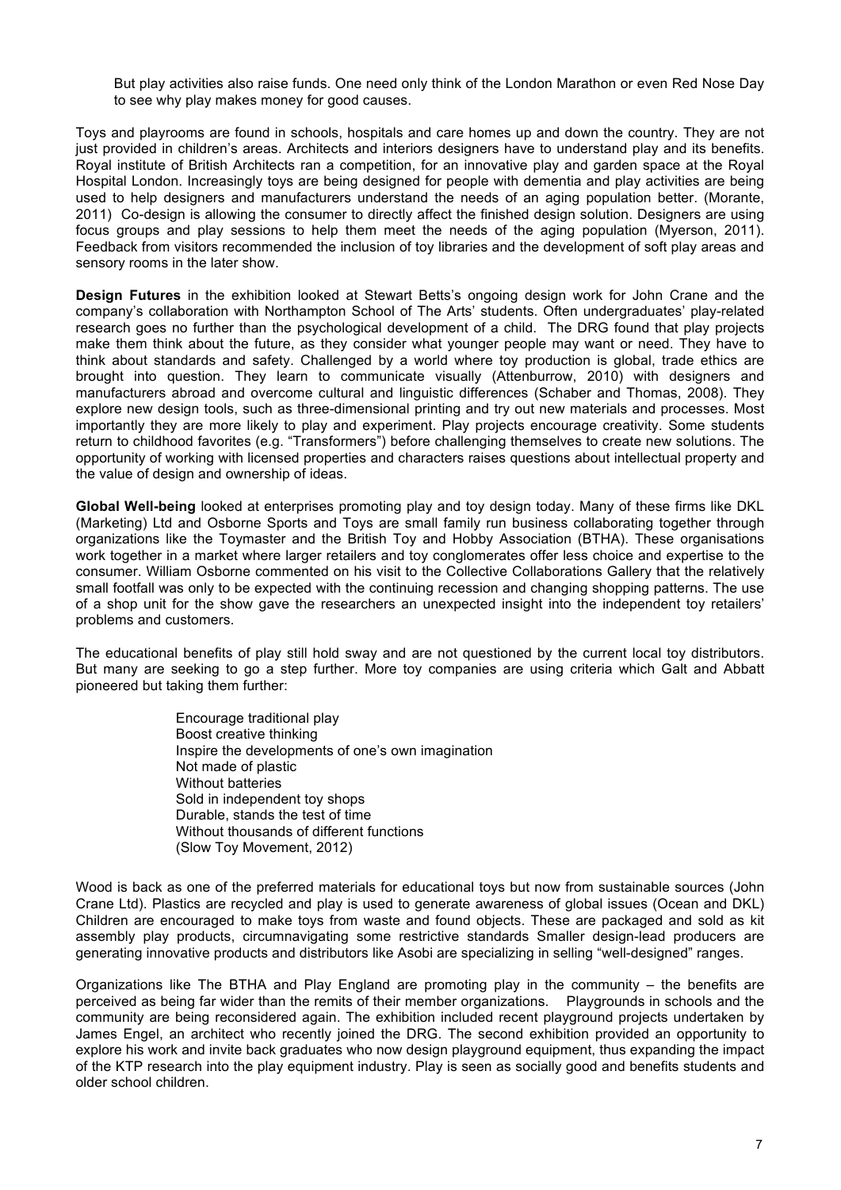> But play activities also raise funds. One need only think of the London Marathon or even Red Nose Day to see why play makes money for good causes.

Toys and playrooms are found in schools, hospitals and care homes up and down the country. They are not just provided in children's areas. Architects and interiors designers have to understand play and its benefits. Royal institute of British Architects ran a competition, for an innovative play and garden space at the Royal Hospital London. Increasingly toys are being designed for people with dementia and play activities are being used to help designers and manufacturers understand the needs of an aging population better. (Morante, 2011) Co-design is allowing the consumer to directly affect the finished design solution. Designers are using focus groups and play sessions to help them meet the needs of the aging population (Myerson, 2011). Feedback from visitors recommended the inclusion of toy libraries and the development of soft play areas and sensory rooms in the later show.

**Design Futures** in the exhibition looked at Stewart Betts's ongoing design work for John Crane and the company's collaboration with Northampton School of The Arts' students. Often undergraduates' play-related research goes no further than the psychological development of a child. The DRG found that play projects make them think about the future, as they consider what younger people may want or need. They have to think about standards and safety. Challenged by a world where toy production is global, trade ethics are brought into question. They learn to communicate visually (Attenburrow, 2010) with designers and manufacturers abroad and overcome cultural and linguistic differences (Schaber and Thomas, 2008). They explore new design tools, such as three-dimensional printing and try out new materials and processes. Most importantly they are more likely to play and experiment. Play projects encourage creativity. Some students return to childhood favorites (e.g. "Transformers") before challenging themselves to create new solutions. The opportunity of working with licensed properties and characters raises questions about intellectual property and the value of design and ownership of ideas.

**Global Well-being** looked at enterprises promoting play and toy design today. Many of these firms like DKL (Marketing) Ltd and Osborne Sports and Toys are small family run business collaborating together through organizations like the Toymaster and the British Toy and Hobby Association (BTHA). These organisations work together in a market where larger retailers and toy conglomerates offer less choice and expertise to the consumer. William Osborne commented on his visit to the Collective Collaborations Gallery that the relatively small footfall was only to be expected with the continuing recession and changing shopping patterns. The use of a shop unit for the show gave the researchers an unexpected insight into the independent toy retailers' problems and customers.

The educational benefits of play still hold sway and are not questioned by the current local toy distributors. But many are seeking to go a step further. More toy companies are using criteria which Galt and Abbatt pioneered but taking them further:

> Encourage traditional play
> Boost creative thinking
> Inspire the developments of one's own imagination
> Not made of plastic
> Without batteries
> Sold in independent toy shops
> Durable, stands the test of time
> Without thousands of different functions
> (Slow Toy Movement, 2012)

Wood is back as one of the preferred materials for educational toys but now from sustainable sources (John Crane Ltd). Plastics are recycled and play is used to generate awareness of global issues (Ocean and DKL) Children are encouraged to make toys from waste and found objects. These are packaged and sold as kit assembly play products, circumnavigating some restrictive standards Smaller design-lead producers are generating innovative products and distributors like Asobi are specializing in selling "well-designed" ranges.

Organizations like The BTHA and Play England are promoting play in the community – the benefits are perceived as being far wider than the remits of their member organizations. Playgrounds in schools and the community are being reconsidered again. The exhibition included recent playground projects undertaken by James Engel, an architect who recently joined the DRG. The second exhibition provided an opportunity to explore his work and invite back graduates who now design playground equipment, thus expanding the impact of the KTP research into the play equipment industry. Play is seen as socially good and benefits students and older school children.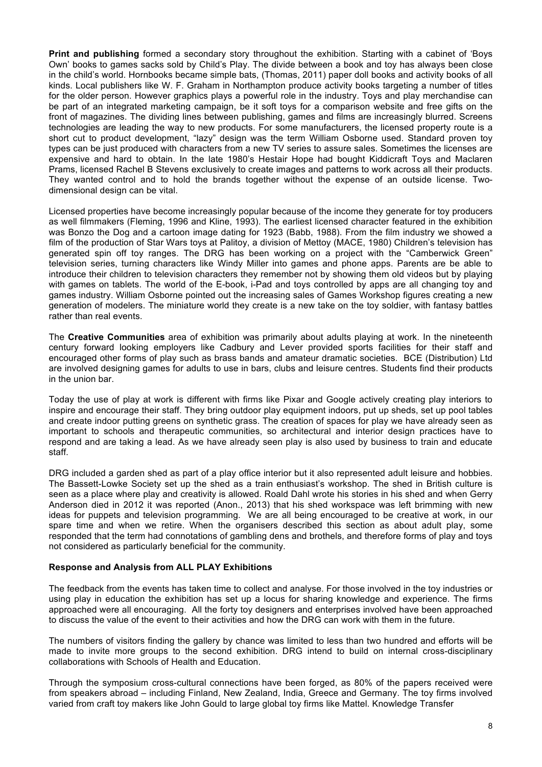**Print and publishing** formed a secondary story throughout the exhibition. Starting with a cabinet of 'Boys Own' books to games sacks sold by Child's Play. The divide between a book and toy has always been close in the child's world. Hornbooks became simple bats, (Thomas, 2011) paper doll books and activity books of all kinds. Local publishers like W. F. Graham in Northampton produce activity books targeting a number of titles for the older person. However graphics plays a powerful role in the industry. Toys and play merchandise can be part of an integrated marketing campaign, be it soft toys for a comparison website and free gifts on the front of magazines. The dividing lines between publishing, games and films are increasingly blurred. Screens technologies are leading the way to new products. For some manufacturers, the licensed property route is a short cut to product development, "lazy" design was the term William Osborne used. Standard proven toy types can be just produced with characters from a new TV series to assure sales. Sometimes the licenses are expensive and hard to obtain. In the late 1980's Hestair Hope had bought Kiddicraft Toys and Maclaren Prams, licensed Rachel B Stevens exclusively to create images and patterns to work across all their products. They wanted control and to hold the brands together without the expense of an outside license. Two-dimensional design can be vital.

Licensed properties have become increasingly popular because of the income they generate for toy producers as well filmmakers (Fleming, 1996 and Kline, 1993). The earliest licensed character featured in the exhibition was Bonzo the Dog and a cartoon image dating for 1923 (Babb, 1988). From the film industry we showed a film of the production of Star Wars toys at Palitoy, a division of Mettoy (MACE, 1980) Children's television has generated spin off toy ranges. The DRG has been working on a project with the "Camberwick Green" television series, turning characters like Windy Miller into games and phone apps. Parents are be able to introduce their children to television characters they remember not by showing them old videos but by playing with games on tablets. The world of the E-book, i-Pad and toys controlled by apps are all changing toy and games industry. William Osborne pointed out the increasing sales of Games Workshop figures creating a new generation of modelers. The miniature world they create is a new take on the toy soldier, with fantasy battles rather than real events.

The **Creative Communities** area of exhibition was primarily about adults playing at work. In the nineteenth century forward looking employers like Cadbury and Lever provided sports facilities for their staff and encouraged other forms of play such as brass bands and amateur dramatic societies. BCE (Distribution) Ltd are involved designing games for adults to use in bars, clubs and leisure centres. Students find their products in the union bar.

Today the use of play at work is different with firms like Pixar and Google actively creating play interiors to inspire and encourage their staff. They bring outdoor play equipment indoors, put up sheds, set up pool tables and create indoor putting greens on synthetic grass. The creation of spaces for play we have already seen as important to schools and therapeutic communities, so architectural and interior design practices have to respond and are taking a lead. As we have already seen play is also used by business to train and educate staff.

DRG included a garden shed as part of a play office interior but it also represented adult leisure and hobbies. The Bassett-Lowke Society set up the shed as a train enthusiast's workshop. The shed in British culture is seen as a place where play and creativity is allowed. Roald Dahl wrote his stories in his shed and when Gerry Anderson died in 2012 it was reported (Anon., 2013) that his shed workspace was left brimming with new ideas for puppets and television programming. We are all being encouraged to be creative at work, in our spare time and when we retire. When the organisers described this section as about adult play, some responded that the term had connotations of gambling dens and brothels, and therefore forms of play and toys not considered as particularly beneficial for the community.

**Response and Analysis from ALL PLAY Exhibitions**

The feedback from the events has taken time to collect and analyse. For those involved in the toy industries or using play in education the exhibition has set up a locus for sharing knowledge and experience. The firms approached were all encouraging. All the forty toy designers and enterprises involved have been approached to discuss the value of the event to their activities and how the DRG can work with them in the future.

The numbers of visitors finding the gallery by chance was limited to less than two hundred and efforts will be made to invite more groups to the second exhibition. DRG intend to build on internal cross-disciplinary collaborations with Schools of Health and Education.

Through the symposium cross-cultural connections have been forged, as 80% of the papers received were from speakers abroad – including Finland, New Zealand, India, Greece and Germany. The toy firms involved varied from craft toy makers like John Gould to large global toy firms like Mattel. Knowledge Transfer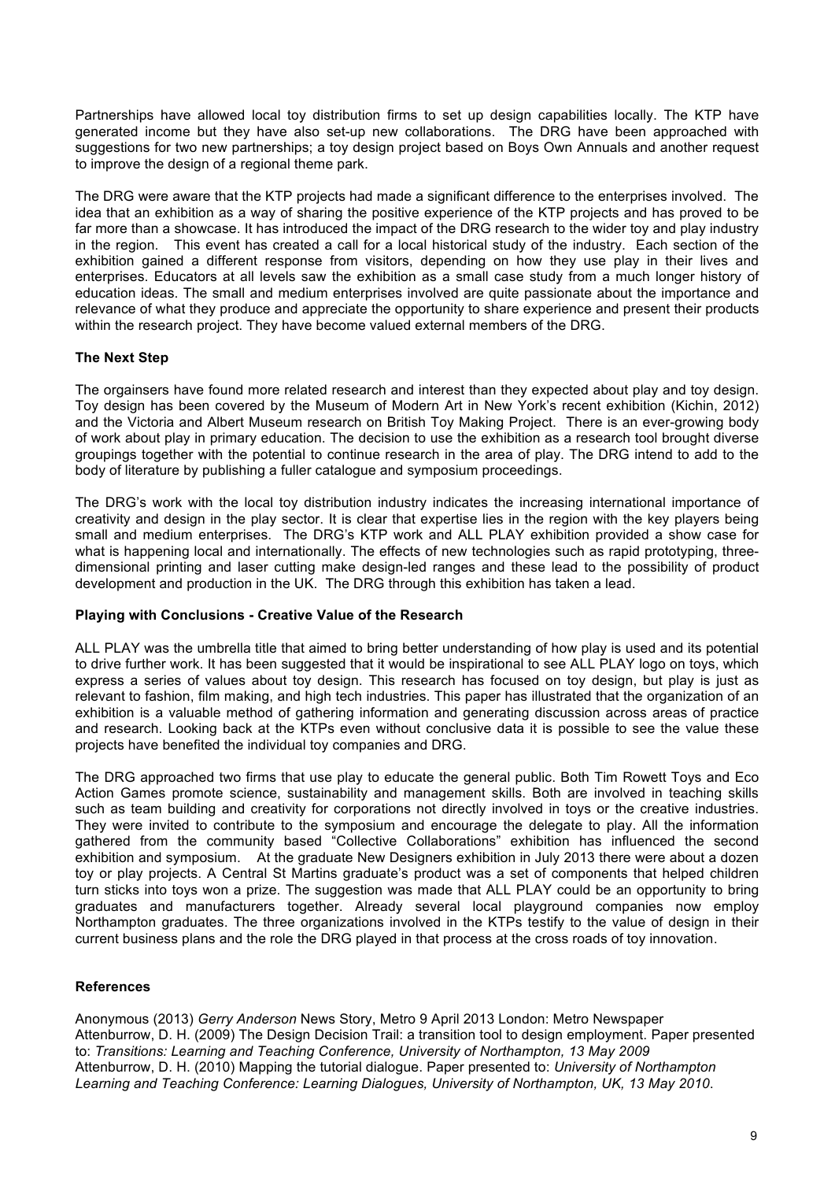Partnerships have allowed local toy distribution firms to set up design capabilities locally. The KTP have generated income but they have also set-up new collaborations. The DRG have been approached with suggestions for two new partnerships; a toy design project based on Boys Own Annuals and another request to improve the design of a regional theme park.

The DRG were aware that the KTP projects had made a significant difference to the enterprises involved. The idea that an exhibition as a way of sharing the positive experience of the KTP projects and has proved to be far more than a showcase. It has introduced the impact of the DRG research to the wider toy and play industry in the region. This event has created a call for a local historical study of the industry. Each section of the exhibition gained a different response from visitors, depending on how they use play in their lives and enterprises. Educators at all levels saw the exhibition as a small case study from a much longer history of education ideas. The small and medium enterprises involved are quite passionate about the importance and relevance of what they produce and appreciate the opportunity to share experience and present their products within the research project. They have become valued external members of the DRG.

**The Next Step**

The orgainsers have found more related research and interest than they expected about play and toy design. Toy design has been covered by the Museum of Modern Art in New York's recent exhibition (Kichin, 2012) and the Victoria and Albert Museum research on British Toy Making Project. There is an ever-growing body of work about play in primary education. The decision to use the exhibition as a research tool brought diverse groupings together with the potential to continue research in the area of play. The DRG intend to add to the body of literature by publishing a fuller catalogue and symposium proceedings.

The DRG's work with the local toy distribution industry indicates the increasing international importance of creativity and design in the play sector. It is clear that expertise lies in the region with the key players being small and medium enterprises. The DRG's KTP work and ALL PLAY exhibition provided a show case for what is happening local and internationally. The effects of new technologies such as rapid prototyping, three-dimensional printing and laser cutting make design-led ranges and these lead to the possibility of product development and production in the UK. The DRG through this exhibition has taken a lead.

**Playing with Conclusions - Creative Value of the Research**

ALL PLAY was the umbrella title that aimed to bring better understanding of how play is used and its potential to drive further work. It has been suggested that it would be inspirational to see ALL PLAY logo on toys, which express a series of values about toy design. This research has focused on toy design, but play is just as relevant to fashion, film making, and high tech industries. This paper has illustrated that the organization of an exhibition is a valuable method of gathering information and generating discussion across areas of practice and research. Looking back at the KTPs even without conclusive data it is possible to see the value these projects have benefited the individual toy companies and DRG.

The DRG approached two firms that use play to educate the general public. Both Tim Rowett Toys and Eco Action Games promote science, sustainability and management skills. Both are involved in teaching skills such as team building and creativity for corporations not directly involved in toys or the creative industries. They were invited to contribute to the symposium and encourage the delegate to play. All the information gathered from the community based "Collective Collaborations" exhibition has influenced the second exhibition and symposium. At the graduate New Designers exhibition in July 2013 there were about a dozen toy or play projects. A Central St Martins graduate's product was a set of components that helped children turn sticks into toys won a prize. The suggestion was made that ALL PLAY could be an opportunity to bring graduates and manufacturers together. Already several local playground companies now employ Northampton graduates. The three organizations involved in the KTPs testify to the value of design in their current business plans and the role the DRG played in that process at the cross roads of toy innovation.

**References**

Anonymous (2013) *Gerry Anderson* News Story, Metro 9 April 2013 London: Metro Newspaper

Attenburrow, D. H. (2009) The Design Decision Trail: a transition tool to design employment. Paper presented to: *Transitions: Learning and Teaching Conference, University of Northampton, 13 May 2009*

Attenburrow, D. H. (2010) Mapping the tutorial dialogue. Paper presented to: *University of Northampton Learning and Teaching Conference: Learning Dialogues, University of Northampton, UK, 13 May 2010*.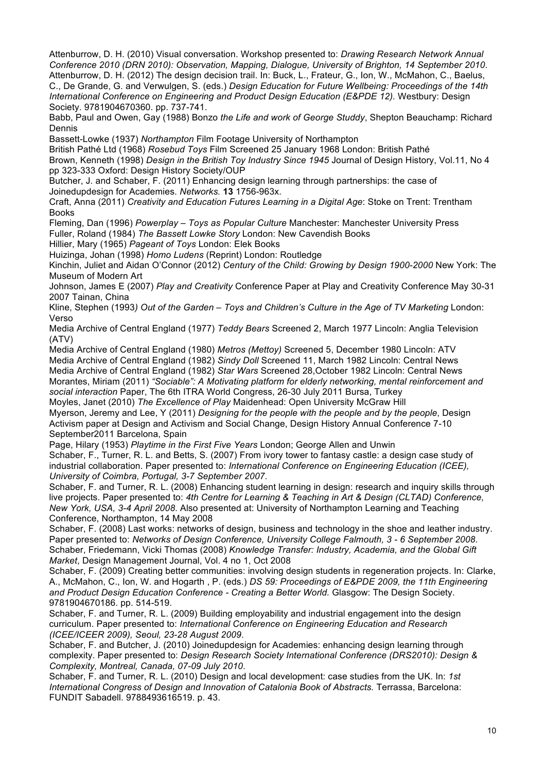Attenburrow, D. H. (2010) Visual conversation. Workshop presented to: *Drawing Research Network Annual Conference 2010 (DRN 2010): Observation, Mapping, Dialogue, University of Brighton, 14 September 2010*.

Attenburrow, D. H. (2012) The design decision trail. In: Buck, L., Frateur, G., Ion, W., McMahon, C., Baelus, C., De Grande, G. and Verwulgen, S. (eds.) *Design Education for Future Wellbeing: Proceedings of the 14th International Conference on Engineering and Product Design Education (E&PDE 12).* Westbury: Design Society. 9781904670360. pp. 737-741.

Babb, Paul and Owen, Gay (1988) Bonzo *the Life and work of George Studdy*, Shepton Beauchamp: Richard Dennis

Bassett-Lowke (1937) *Northampton* Film Footage University of Northampton

British Pathé Ltd (1968) *Rosebud Toys* Film Screened 25 January 1968 London: British Pathé

Brown, Kenneth (1998) *Design in the British Toy Industry Since 1945* Journal of Design History, Vol.11, No 4 pp 323-333 Oxford: Design History Society/OUP

Butcher, J. and Schaber, F. (2011) Enhancing design learning through partnerships: the case of Joinedupdesign for Academies. *Networks.* **13** 1756-963x.

Craft, Anna (2011) *Creativity and Education Futures Learning in a Digital Age*: Stoke on Trent: Trentham Books

Fleming, Dan (1996) *Powerplay – Toys as Popular Culture* Manchester: Manchester University Press

Fuller, Roland (1984) *The Bassett Lowke Story* London: New Cavendish Books

Hillier, Mary (1965) *Pageant of Toys* London: Elek Books

Huizinga, Johan (1998) *Homo Ludens* (Reprint) London: Routledge

Kinchin, Juliet and Aidan O'Connor (2012) *Century of the Child: Growing by Design 1900-2000* New York: The Museum of Modern Art

Johnson, James E (2007) *Play and Creativity* Conference Paper at Play and Creativity Conference May 30-31 2007 Tainan, China

Kline, Stephen (1993*) Out of the Garden – Toys and Children's Culture in the Age of TV Marketing* London: Verso

Media Archive of Central England (1977) *Teddy Bears* Screened 2, March 1977 Lincoln: Anglia Television (ATV)

Media Archive of Central England (1980) *Metros (Mettoy)* Screened 5, December 1980 Lincoln: ATV

Media Archive of Central England (1982) *Sindy Doll* Screened 11, March 1982 Lincoln: Central News

Media Archive of Central England (1982) *Star Wars* Screened 28,October 1982 Lincoln: Central News

Morantes, Miriam (2011) *"Sociable": A Motivating platform for elderly networking, mental reinforcement and social interaction* Paper, The 6th ITRA World Congress, 26-30 July 2011 Bursa, Turkey

Moyles, Janet (2010) *The Excellence of Play* Maidenhead: Open University McGraw Hill

Myerson, Jeremy and Lee, Y (2011) *Designing for the people with the people and by the people*, Design Activism paper at Design and Activism and Social Change, Design History Annual Conference 7-10 September2011 Barcelona, Spain

Page, Hilary (1953) *Playtime in the First Five Years* London; George Allen and Unwin

Schaber, F., Turner, R. L. and Betts, S. (2007) From ivory tower to fantasy castle: a design case study of industrial collaboration. Paper presented to: *International Conference on Engineering Education (ICEE), University of Coimbra, Portugal, 3-7 September 2007*.

Schaber, F. and Turner, R. L. (2008) Enhancing student learning in design: research and inquiry skills through live projects. Paper presented to: *4th Centre for Learning & Teaching in Art & Design (CLTAD) Conference, New York, USA, 3-4 April 2008*. Also presented at: University of Northampton Learning and Teaching Conference, Northampton, 14 May 2008

Schaber, F. (2008) Last works: networks of design, business and technology in the shoe and leather industry. Paper presented to: *Networks of Design Conference, University College Falmouth, 3 - 6 September 2008*.

Schaber, Friedemann, Vicki Thomas (2008) *Knowledge Transfer: Industry, Academia, and the Global Gift Market*, Design Management Journal, Vol. 4 no 1, Oct 2008

Schaber, F. (2009) Creating better communities: involving design students in regeneration projects. In: Clarke, A., McMahon, C., Ion, W. and Hogarth , P. (eds.) *DS 59: Proceedings of E&PDE 2009, the 11th Engineering and Product Design Education Conference - Creating a Better World.* Glasgow: The Design Society. 9781904670186. pp. 514-519.

Schaber, F. and Turner, R. L. (2009) Building employability and industrial engagement into the design curriculum. Paper presented to: *International Conference on Engineering Education and Research (ICEE/ICEER 2009), Seoul, 23-28 August 2009*.

Schaber, F. and Butcher, J. (2010) Joinedupdesign for Academies: enhancing design learning through complexity. Paper presented to: *Design Research Society International Conference (DRS2010): Design & Complexity, Montreal, Canada, 07-09 July 2010*.

Schaber, F. and Turner, R. L. (2010) Design and local development: case studies from the UK. In: *1st International Congress of Design and Innovation of Catalonia Book of Abstracts.* Terrassa, Barcelona: FUNDIT Sabadell. 9788493616519. p. 43.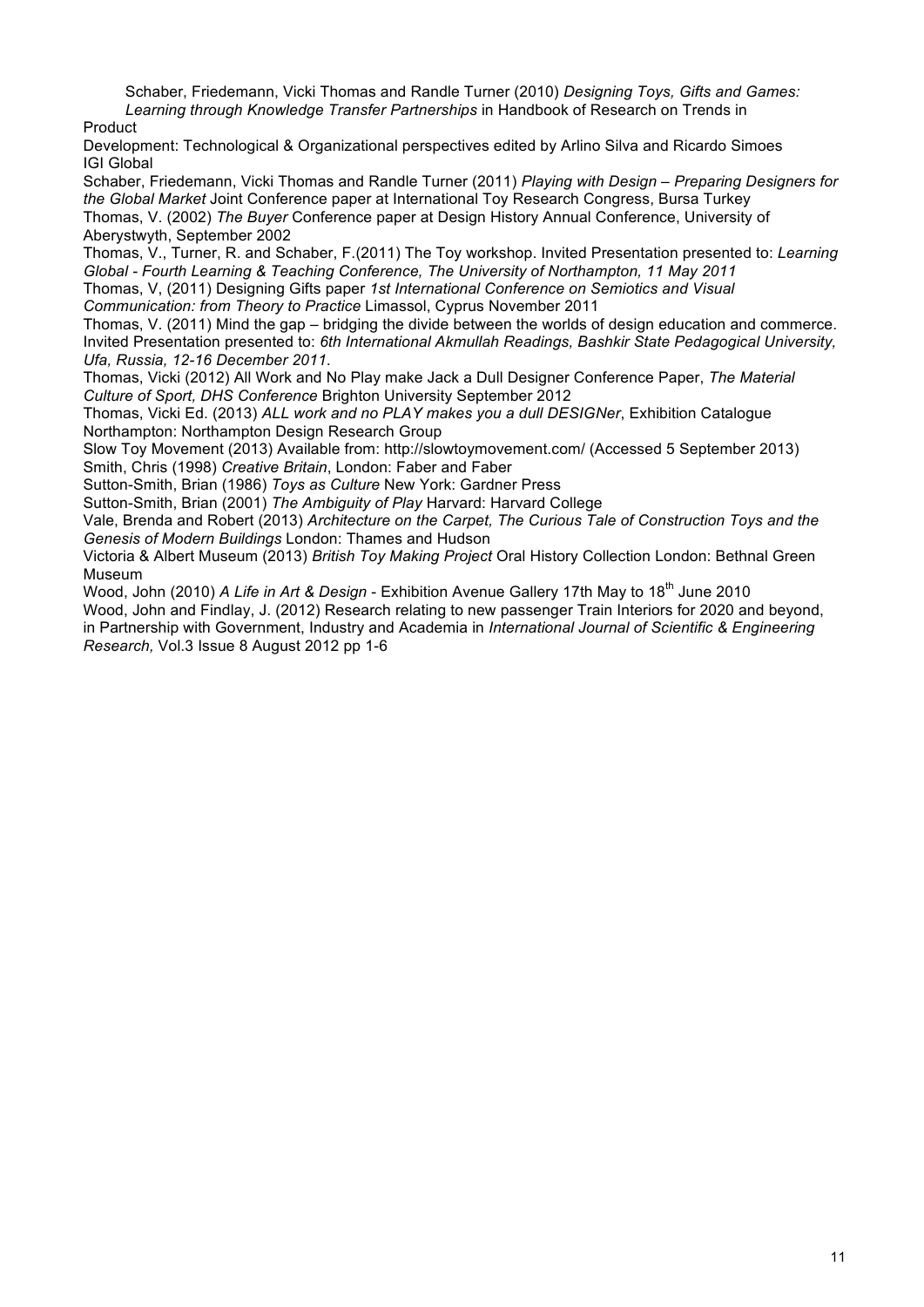Schaber, Friedemann, Vicki Thomas and Randle Turner (2010) *Designing Toys, Gifts and Games: Learning through Knowledge Transfer Partnerships* in Handbook of Research on Trends in Product Development: Technological & Organizational perspectives edited by Arlino Silva and Ricardo Simoes IGI Global

Schaber, Friedemann, Vicki Thomas and Randle Turner (2011) *Playing with Design – Preparing Designers for the Global Market* Joint Conference paper at International Toy Research Congress, Bursa Turkey

Thomas, V. (2002) *The Buyer* Conference paper at Design History Annual Conference, University of Aberystwyth, September 2002

Thomas, V., Turner, R. and Schaber, F.(2011) The Toy workshop. Invited Presentation presented to: *Learning Global - Fourth Learning & Teaching Conference, The University of Northampton, 11 May 2011*

Thomas, V, (2011) Designing Gifts paper *1st International Conference on Semiotics and Visual Communication: from Theory to Practice* Limassol, Cyprus November 2011

Thomas, V. (2011) Mind the gap – bridging the divide between the worlds of design education and commerce. Invited Presentation presented to: *6th International Akmullah Readings, Bashkir State Pedagogical University, Ufa, Russia, 12-16 December 2011*.

Thomas, Vicki (2012) All Work and No Play make Jack a Dull Designer Conference Paper, *The Material Culture of Sport, DHS Conference* Brighton University September 2012

Thomas, Vicki Ed. (2013) *ALL work and no PLAY makes you a dull DESIGNer*, Exhibition Catalogue Northampton: Northampton Design Research Group

Slow Toy Movement (2013) Available from: http://slowtoymovement.com/ (Accessed 5 September 2013)

Smith, Chris (1998) *Creative Britain*, London: Faber and Faber

Sutton-Smith, Brian (1986) *Toys as Culture* New York: Gardner Press

Sutton-Smith, Brian (2001) *The Ambiguity of Play* Harvard: Harvard College

Vale, Brenda and Robert (2013) *Architecture on the Carpet, The Curious Tale of Construction Toys and the Genesis of Modern Buildings* London: Thames and Hudson

Victoria & Albert Museum (2013) *British Toy Making Project* Oral History Collection London: Bethnal Green Museum

Wood, John (2010) *A Life in Art & Design* - Exhibition Avenue Gallery 17th May to 18th June 2010

Wood, John and Findlay, J. (2012) Research relating to new passenger Train Interiors for 2020 and beyond, in Partnership with Government, Industry and Academia in *International Journal of Scientific & Engineering Research,* Vol.3 Issue 8 August 2012 pp 1-6